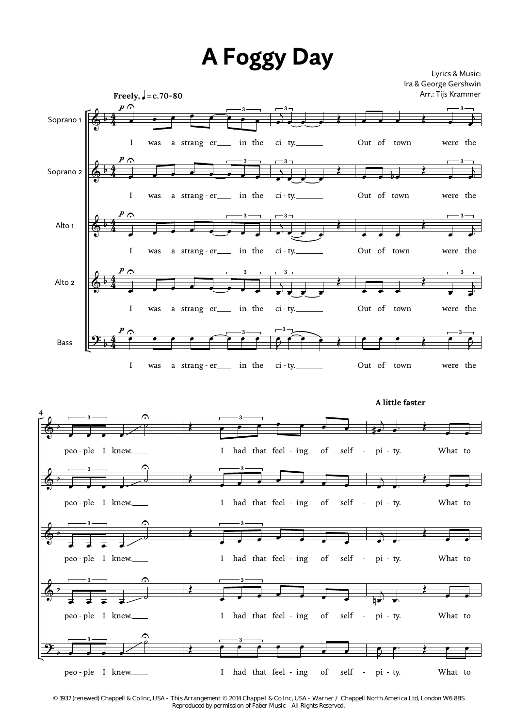# A Foggy Day

Lyrics & Music:
Ira & George Gershwin
Arr.: Tijs Krammer

**Freely,** ♩ = c.70-80

Soprano 1, Soprano 2, Alto 1, Alto 2, Bass

I was a strang - er in the ci - ty. Out of town were the

peo - ple I knew. I had that feel - ing of self - pi - ty.

**A little faster**

What to

© 1937 (renewed) Chappell & Co Inc, USA - This Arrangement © 2014 Chappell & Co Inc, USA - Warner / Chappell North America Ltd, London W6 8BS
Reproduced by permission of Faber Music - All Rights Reserved.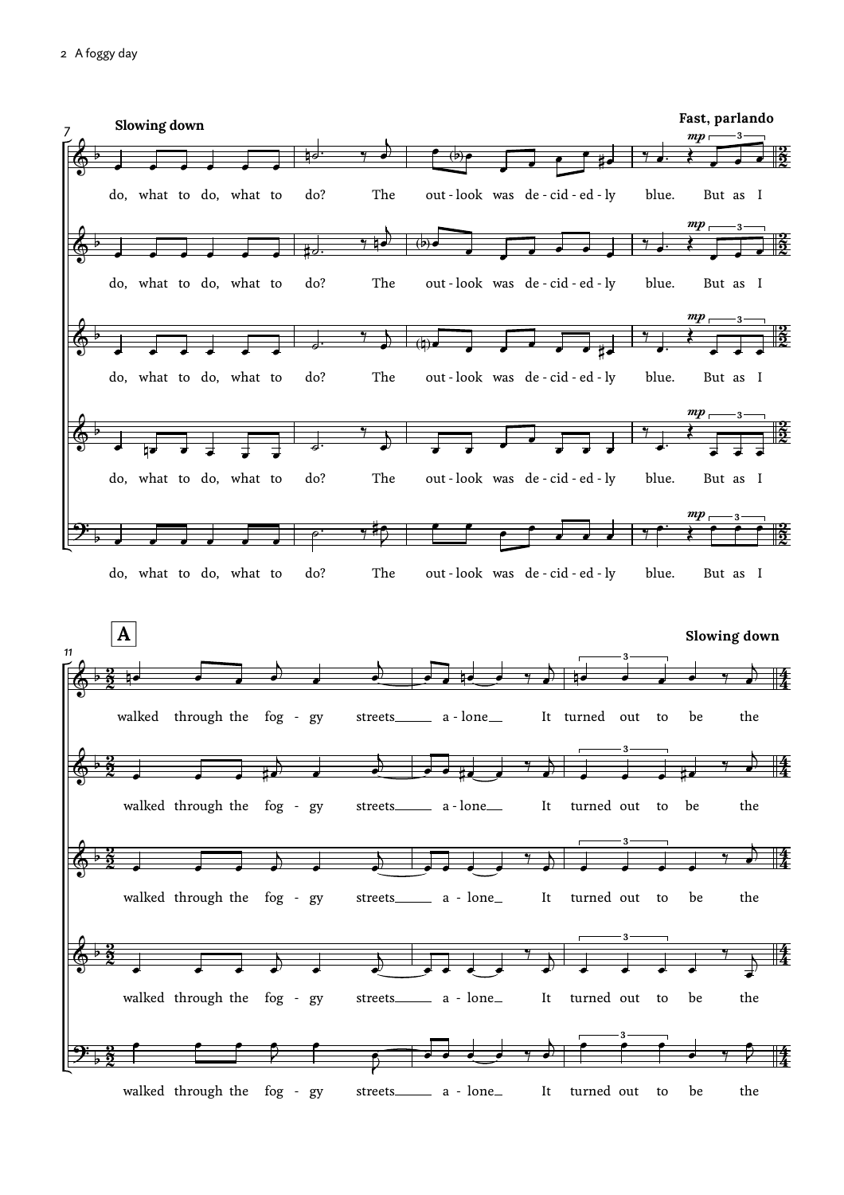**Slowing down** — **Fast, parlando**

do, what to do, what to do? The out - look was de - cid - ed - ly blue. But as I

**A** — **Slowing down**

walked through the fog - gy streets a - lone It turned out to be the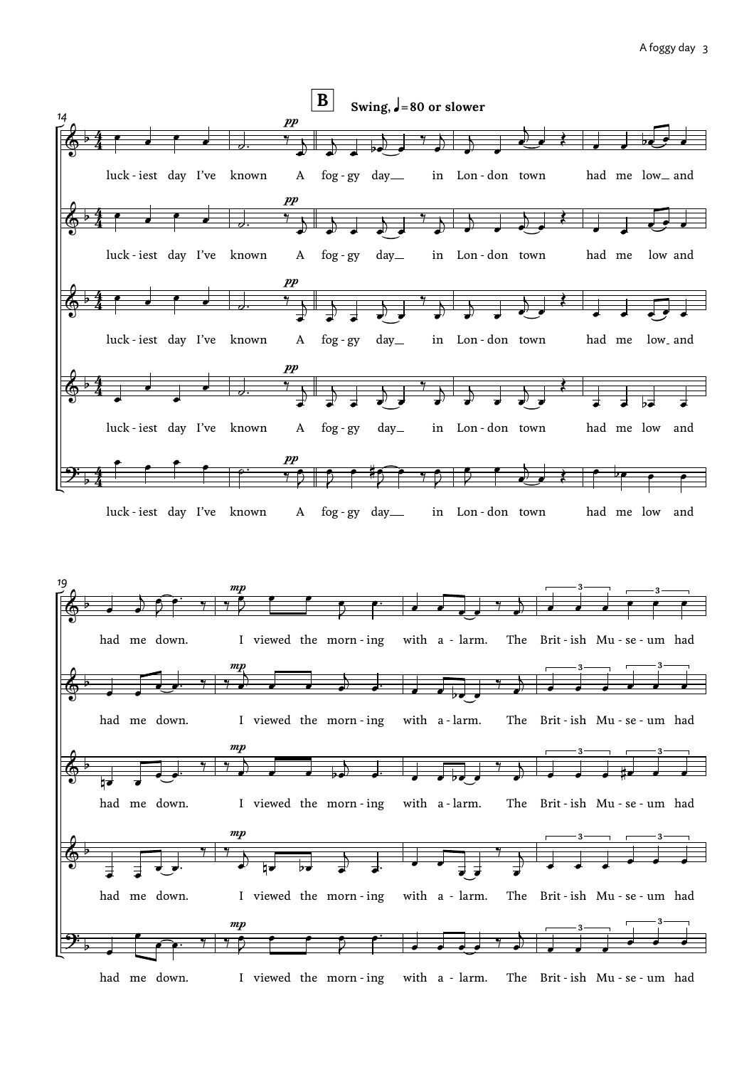**B** **Swing, ♩=80 or slower**

luck - iest day I've known A fog - gy day in Lon - don town had me low and

had me down. I viewed the morn - ing with a - larm. The Brit - ish Mu - se - um had